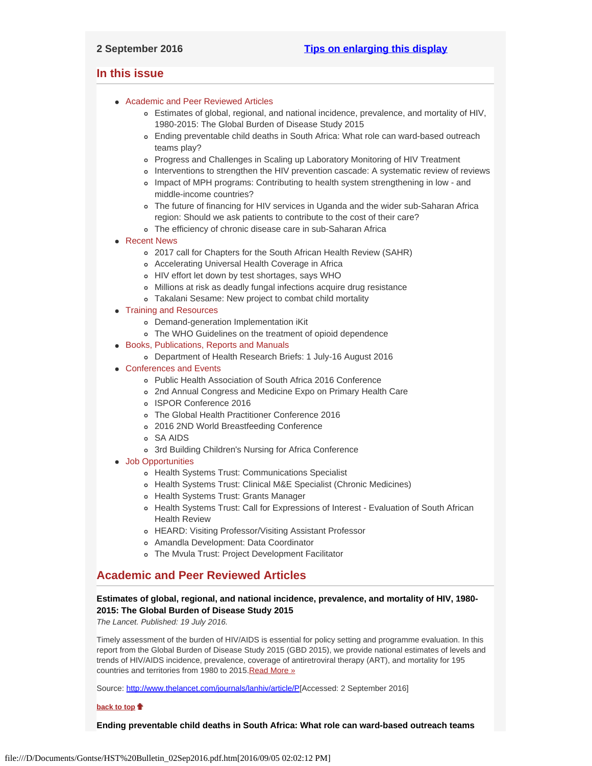2 September 2016 [Tips on enlarging this display]

## In this issue

- Academic and Peer Reviewed Articles
  - Estimates of global, regional, and national incidence, prevalence, and mortality of HIV, 1980-2015: The Global Burden of Disease Study 2015
  - Ending preventable child deaths in South Africa: What role can ward-based outreach teams play?
  - Progress and Challenges in Scaling up Laboratory Monitoring of HIV Treatment
  - Interventions to strengthen the HIV prevention cascade: A systematic review of reviews
  - Impact of MPH programs: Contributing to health system strengthening in low - and middle-income countries?
  - The future of financing for HIV services in Uganda and the wider sub-Saharan Africa region: Should we ask patients to contribute to the cost of their care?
  - The efficiency of chronic disease care in sub-Saharan Africa
- Recent News
  - 2017 call for Chapters for the South African Health Review (SAHR)
  - Accelerating Universal Health Coverage in Africa
  - HIV effort let down by test shortages, says WHO
  - Millions at risk as deadly fungal infections acquire drug resistance
  - Takalani Sesame: New project to combat child mortality
- Training and Resources
  - Demand-generation Implementation iKit
  - The WHO Guidelines on the treatment of opioid dependence
- Books, Publications, Reports and Manuals
  - Department of Health Research Briefs: 1 July-16 August 2016
- Conferences and Events
  - Public Health Association of South Africa 2016 Conference
  - 2nd Annual Congress and Medicine Expo on Primary Health Care
  - ISPOR Conference 2016
  - The Global Health Practitioner Conference 2016
  - 2016 2ND World Breastfeeding Conference
  - SA AIDS
  - 3rd Building Children's Nursing for Africa Conference
- Job Opportunities
  - Health Systems Trust: Communications Specialist
  - Health Systems Trust: Clinical M&E Specialist (Chronic Medicines)
  - Health Systems Trust: Grants Manager
  - Health Systems Trust: Call for Expressions of Interest - Evaluation of South African Health Review
  - HEARD: Visiting Professor/Visiting Assistant Professor
  - Amandla Development: Data Coordinator
  - The Mvula Trust: Project Development Facilitator

## Academic and Peer Reviewed Articles

**Estimates of global, regional, and national incidence, prevalence, and mortality of HIV, 1980-2015: The Global Burden of Disease Study 2015**

*The Lancet. Published: 19 July 2016.*

Timely assessment of the burden of HIV/AIDS is essential for policy setting and programme evaluation. In this report from the Global Burden of Disease Study 2015 (GBD 2015), we provide national estimates of levels and trends of HIV/AIDS incidence, prevalence, coverage of antiretroviral therapy (ART), and mortality for 195 countries and territories from 1980 to 2015.Read More »

Source: http://www.thelancet.com/journals/lanhiv/article/P[Accessed: 2 September 2016]

**back to top**

**Ending preventable child deaths in South Africa: What role can ward-based outreach teams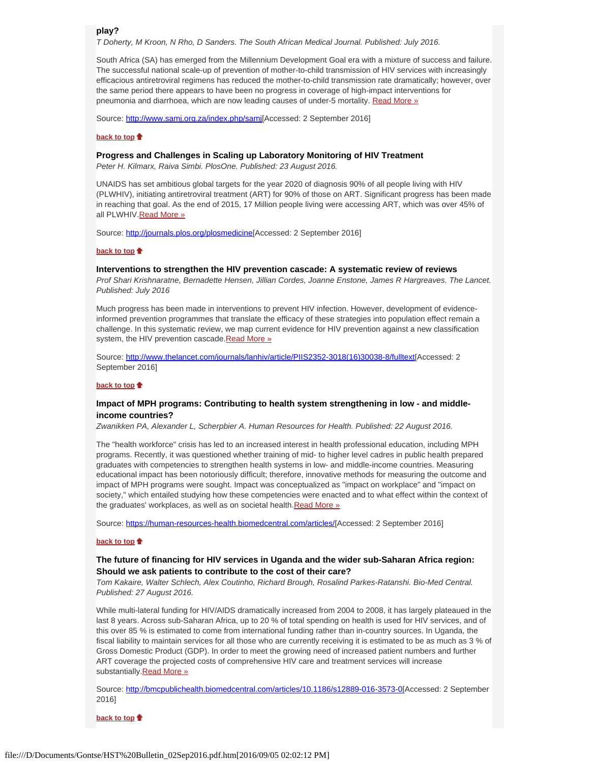### play?

*T Doherty, M Kroon, N Rho, D Sanders. The South African Medical Journal. Published: July 2016.*

South Africa (SA) has emerged from the Millennium Development Goal era with a mixture of success and failure. The successful national scale-up of prevention of mother-to-child transmission of HIV services with increasingly efficacious antiretroviral regimens has reduced the mother-to-child transmission rate dramatically; however, over the same period there appears to have been no progress in coverage of high-impact interventions for pneumonia and diarrhoea, which are now leading causes of under-5 mortality. Read More »

Source: http://www.samj.org.za/index.php/samj[Accessed: 2 September 2016]

**back to top**

### Progress and Challenges in Scaling up Laboratory Monitoring of HIV Treatment

*Peter H. Kilmarx, Raiva Simbi. PlosOne. Published: 23 August 2016.*

UNAIDS has set ambitious global targets for the year 2020 of diagnosis 90% of all people living with HIV (PLWHIV), initiating antiretroviral treatment (ART) for 90% of those on ART. Significant progress has been made in reaching that goal. As the end of 2015, 17 Million people living were accessing ART, which was over 45% of all PLWHIV.Read More »

Source: http://journals.plos.org/plosmedicine[Accessed: 2 September 2016]

**back to top**

### Interventions to strengthen the HIV prevention cascade: A systematic review of reviews

*Prof Shari Krishnaratne, Bernadette Hensen, Jillian Cordes, Joanne Enstone, James R Hargreaves. The Lancet. Published: July 2016*

Much progress has been made in interventions to prevent HIV infection. However, development of evidence-informed prevention programmes that translate the efficacy of these strategies into population effect remain a challenge. In this systematic review, we map current evidence for HIV prevention against a new classification system, the HIV prevention cascade.Read More »

Source: http://www.thelancet.com/journals/lanhiv/article/PIIS2352-3018(16)30038-8/fulltext[Accessed: 2 September 2016]

**back to top**

### Impact of MPH programs: Contributing to health system strengthening in low - and middle-income countries?

*Zwanikken PA, Alexander L, Scherpbier A. Human Resources for Health. Published: 22 August 2016.*

The "health workforce" crisis has led to an increased interest in health professional education, including MPH programs. Recently, it was questioned whether training of mid- to higher level cadres in public health prepared graduates with competencies to strengthen health systems in low- and middle-income countries. Measuring educational impact has been notoriously difficult; therefore, innovative methods for measuring the outcome and impact of MPH programs were sought. Impact was conceptualized as "impact on workplace" and "impact on society," which entailed studying how these competencies were enacted and to what effect within the context of the graduates' workplaces, as well as on societal health.Read More »

Source: https://human-resources-health.biomedcentral.com/articles/[Accessed: 2 September 2016]

**back to top**

### The future of financing for HIV services in Uganda and the wider sub-Saharan Africa region: Should we ask patients to contribute to the cost of their care?

*Tom Kakaire, Walter Schlech, Alex Coutinho, Richard Brough, Rosalind Parkes-Ratanshi. Bio-Med Central. Published: 27 August 2016.*

While multi-lateral funding for HIV/AIDS dramatically increased from 2004 to 2008, it has largely plateaued in the last 8 years. Across sub-Saharan Africa, up to 20 % of total spending on health is used for HIV services, and of this over 85 % is estimated to come from international funding rather than in-country sources. In Uganda, the fiscal liability to maintain services for all those who are currently receiving it is estimated to be as much as 3 % of Gross Domestic Product (GDP). In order to meet the growing need of increased patient numbers and further ART coverage the projected costs of comprehensive HIV care and treatment services will increase substantially.Read More »

Source: http://bmcpublichealth.biomedcentral.com/articles/10.1186/s12889-016-3573-0[Accessed: 2 September 2016]

**back to top**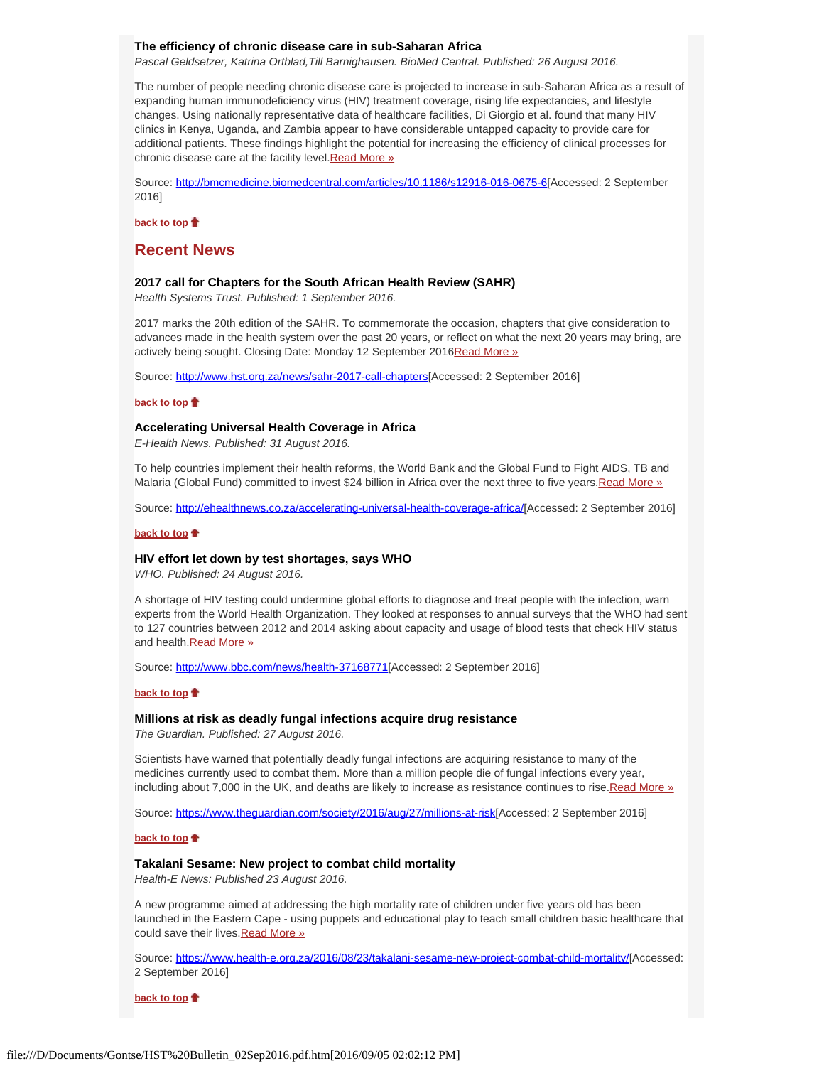### The efficiency of chronic disease care in sub-Saharan Africa

*Pascal Geldsetzer, Katrina Ortblad,Till Barnighausen. BioMed Central. Published: 26 August 2016.*

The number of people needing chronic disease care is projected to increase in sub-Saharan Africa as a result of expanding human immunodeficiency virus (HIV) treatment coverage, rising life expectancies, and lifestyle changes. Using nationally representative data of healthcare facilities, Di Giorgio et al. found that many HIV clinics in Kenya, Uganda, and Zambia appear to have considerable untapped capacity to provide care for additional patients. These findings highlight the potential for increasing the efficiency of clinical processes for chronic disease care at the facility level.Read More »

Source: http://bmcmedicine.biomedcentral.com/articles/10.1186/s12916-016-0675-6[Accessed: 2 September 2016]

**back to top**

## Recent News

### 2017 call for Chapters for the South African Health Review (SAHR)

*Health Systems Trust. Published: 1 September 2016.*

2017 marks the 20th edition of the SAHR. To commemorate the occasion, chapters that give consideration to advances made in the health system over the past 20 years, or reflect on what the next 20 years may bring, are actively being sought. Closing Date: Monday 12 September 2016Read More »

Source: http://www.hst.org.za/news/sahr-2017-call-chapters[Accessed: 2 September 2016]

**back to top**

### Accelerating Universal Health Coverage in Africa

*E-Health News. Published: 31 August 2016.*

To help countries implement their health reforms, the World Bank and the Global Fund to Fight AIDS, TB and Malaria (Global Fund) committed to invest $24 billion in Africa over the next three to five years.Read More »

Source: http://ehealthnews.co.za/accelerating-universal-health-coverage-africa/[Accessed: 2 September 2016]

**back to top**

### HIV effort let down by test shortages, says WHO

*WHO. Published: 24 August 2016.*

A shortage of HIV testing could undermine global efforts to diagnose and treat people with the infection, warn experts from the World Health Organization. They looked at responses to annual surveys that the WHO had sent to 127 countries between 2012 and 2014 asking about capacity and usage of blood tests that check HIV status and health.Read More »

Source: http://www.bbc.com/news/health-37168771[Accessed: 2 September 2016]

**back to top**

### Millions at risk as deadly fungal infections acquire drug resistance

*The Guardian. Published: 27 August 2016.*

Scientists have warned that potentially deadly fungal infections are acquiring resistance to many of the medicines currently used to combat them. More than a million people die of fungal infections every year, including about 7,000 in the UK, and deaths are likely to increase as resistance continues to rise.Read More »

Source: https://www.theguardian.com/society/2016/aug/27/millions-at-risk[Accessed: 2 September 2016]

**back to top**

### Takalani Sesame: New project to combat child mortality

*Health-E News: Published 23 August 2016.*

A new programme aimed at addressing the high mortality rate of children under five years old has been launched in the Eastern Cape - using puppets and educational play to teach small children basic healthcare that could save their lives.Read More »

Source: https://www.health-e.org.za/2016/08/23/takalani-sesame-new-project-combat-child-mortality/[Accessed: 2 September 2016]

**back to top**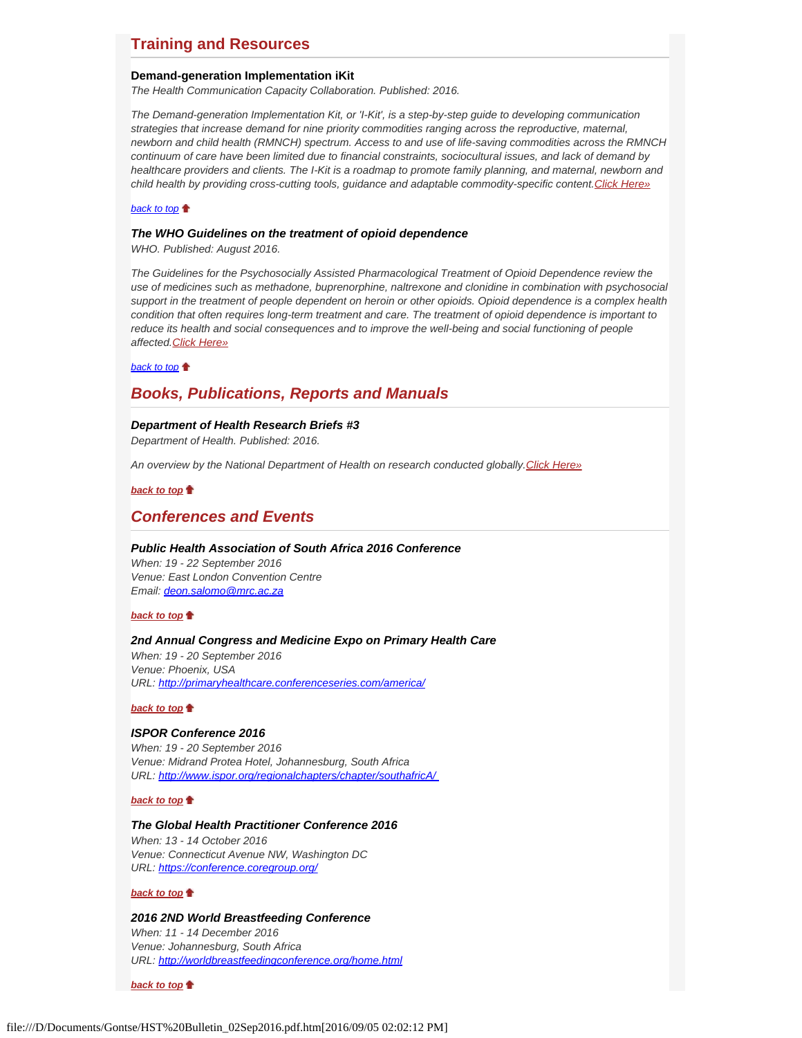## Training and Resources

**Demand-generation Implementation iKit**
*The Health Communication Capacity Collaboration. Published: 2016.*

*The Demand-generation Implementation Kit, or 'I-Kit', is a step-by-step guide to developing communication strategies that increase demand for nine priority commodities ranging across the reproductive, maternal, newborn and child health (RMNCH) spectrum. Access to and use of life-saving commodities across the RMNCH continuum of care have been limited due to financial constraints, sociocultural issues, and lack of demand by healthcare providers and clients. The I-Kit is a roadmap to promote family planning, and maternal, newborn and child health by providing cross-cutting tools, guidance and adaptable commodity-specific content.Click Here»*

*back to top*

***The WHO Guidelines on the treatment of opioid dependence***
*WHO. Published: August 2016.*

*The Guidelines for the Psychosocially Assisted Pharmacological Treatment of Opioid Dependence review the use of medicines such as methadone, buprenorphine, naltrexone and clonidine in combination with psychosocial support in the treatment of people dependent on heroin or other opioids. Opioid dependence is a complex health condition that often requires long-term treatment and care. The treatment of opioid dependence is important to reduce its health and social consequences and to improve the well-being and social functioning of people affected.Click Here»*

*back to top*

## *Books, Publications, Reports and Manuals*

***Department of Health Research Briefs #3***
*Department of Health. Published: 2016.*

*An overview by the National Department of Health on research conducted globally.Click Here»*

***back to top***

## *Conferences and Events*

***Public Health Association of South Africa 2016 Conference***
*When: 19 - 22 September 2016*
*Venue: East London Convention Centre*
*Email: deon.salomo@mrc.ac.za*

***back to top***

***2nd Annual Congress and Medicine Expo on Primary Health Care***
*When: 19 - 20 September 2016*
*Venue: Phoenix, USA*
*URL: http://primaryhealthcare.conferenceseries.com/america/*

***back to top***

***ISPOR Conference 2016***
*When: 19 - 20 September 2016*
*Venue: Midrand Protea Hotel, Johannesburg, South Africa*
*URL: http://www.ispor.org/regionalchapters/chapter/southafricA/*

***back to top***

***The Global Health Practitioner Conference 2016***
*When: 13 - 14 October 2016*
*Venue: Connecticut Avenue NW, Washington DC*
*URL: https://conference.coregroup.org/*

***back to top***

***2016 2ND World Breastfeeding Conference***
*When: 11 - 14 December 2016*
*Venue: Johannesburg, South Africa*
*URL: http://worldbreastfeedingconference.org/home.html*

***back to top***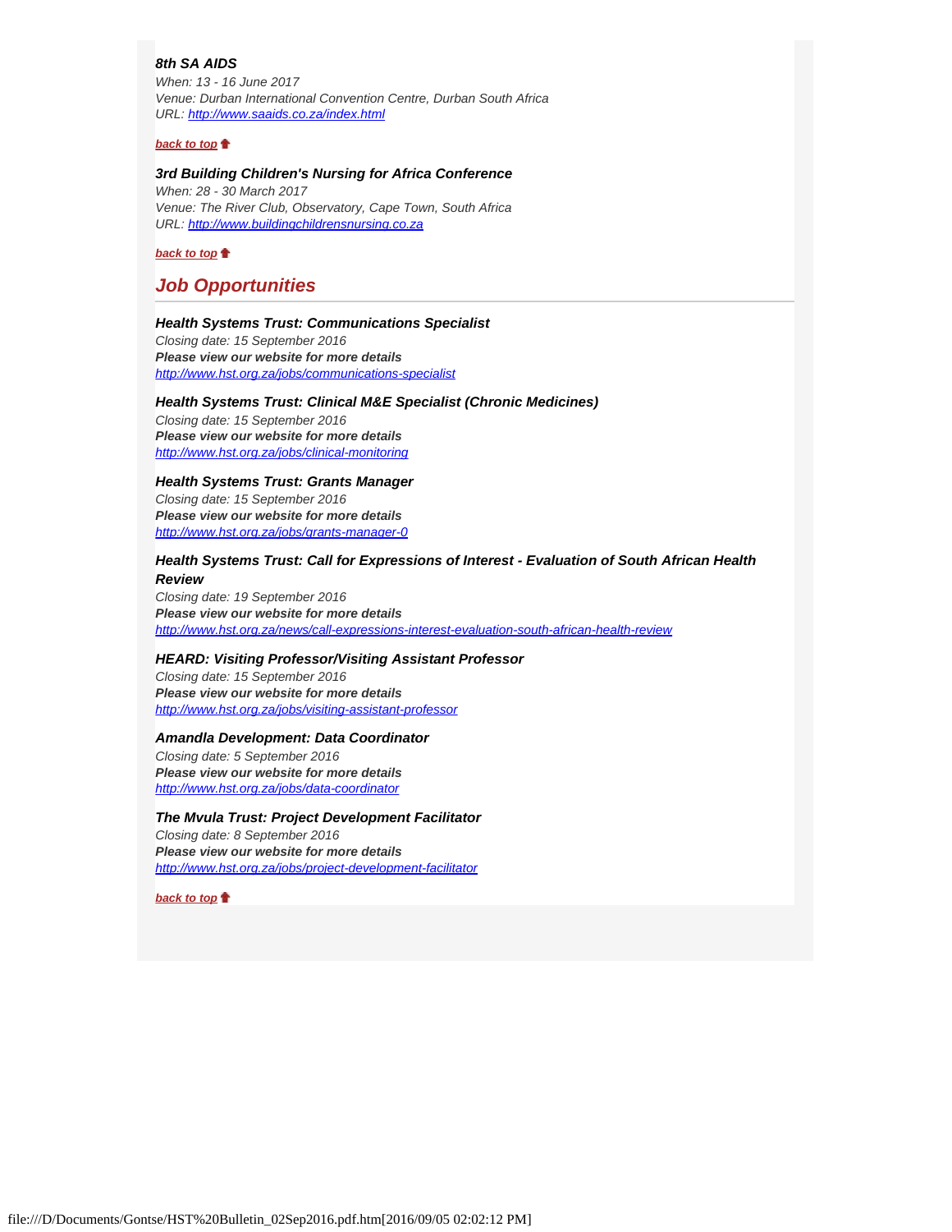***8th SA AIDS***

*When: 13 - 16 June 2017*
*Venue: Durban International Convention Centre, Durban South Africa*
*URL: [http://www.saaids.co.za/index.html](http://www.saaids.co.za/index.html)*

***back to top***

***3rd Building Children's Nursing for Africa Conference***

*When: 28 - 30 March 2017*
*Venue: The River Club, Observatory, Cape Town, South Africa*
*URL: [http://www.buildingchildrensnursing.co.za](http://www.buildingchildrensnursing.co.za)*

***back to top***

## *Job Opportunities*

***Health Systems Trust: Communications Specialist***

*Closing date: 15 September 2016*
***Please view our website for more details***
*[http://www.hst.org.za/jobs/communications-specialist](http://www.hst.org.za/jobs/communications-specialist)*

***Health Systems Trust: Clinical M&E Specialist (Chronic Medicines)***

*Closing date: 15 September 2016*
***Please view our website for more details***
*[http://www.hst.org.za/jobs/clinical-monitoring](http://www.hst.org.za/jobs/clinical-monitoring)*

***Health Systems Trust: Grants Manager***

*Closing date: 15 September 2016*
***Please view our website for more details***
*[http://www.hst.org.za/jobs/grants-manager-0](http://www.hst.org.za/jobs/grants-manager-0)*

***Health Systems Trust: Call for Expressions of Interest - Evaluation of South African Health Review***

*Closing date: 19 September 2016*
***Please view our website for more details***
*[http://www.hst.org.za/news/call-expressions-interest-evaluation-south-african-health-review](http://www.hst.org.za/news/call-expressions-interest-evaluation-south-african-health-review)*

***HEARD: Visiting Professor/Visiting Assistant Professor***

*Closing date: 15 September 2016*
***Please view our website for more details***
*[http://www.hst.org.za/jobs/visiting-assistant-professor](http://www.hst.org.za/jobs/visiting-assistant-professor)*

***Amandla Development: Data Coordinator***

*Closing date: 5 September 2016*
***Please view our website for more details***
*[http://www.hst.org.za/jobs/data-coordinator](http://www.hst.org.za/jobs/data-coordinator)*

***The Mvula Trust: Project Development Facilitator***

*Closing date: 8 September 2016*
***Please view our website for more details***
*[http://www.hst.org.za/jobs/project-development-facilitator](http://www.hst.org.za/jobs/project-development-facilitator)*

***back to top***